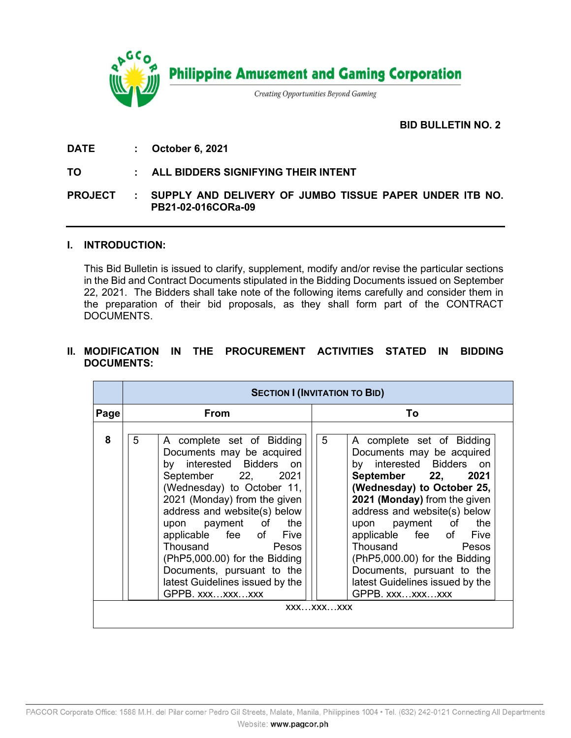# Philippine Amusement and Gaming Corporation

*Creating Opportunities Beyond Gaming*

**BID BULLETIN NO. 2**

**DATE : October 6, 2021**

**TO : ALL BIDDERS SIGNIFYING THEIR INTENT**

**PROJECT : SUPPLY AND DELIVERY OF JUMBO TISSUE PAPER UNDER ITB NO. PB21-02-016CORa-09**

---

## I. INTRODUCTION:

This Bid Bulletin is issued to clarify, supplement, modify and/or revise the particular sections in the Bid and Contract Documents stipulated in the Bidding Documents issued on September 22, 2021. The Bidders shall take note of the following items carefully and consider them in the preparation of their bid proposals, as they shall form part of the CONTRACT DOCUMENTS.

## II. MODIFICATION IN THE PROCUREMENT ACTIVITIES STATED IN BIDDING DOCUMENTS:

| | **SECTION I (INVITATION TO BID)** | |
|---|---|---|
| **Page** | **From** | **To** |
| **8** | 5 A complete set of Bidding Documents may be acquired by interested Bidders on September 22, 2021 (Wednesday) to October 11, 2021 (Monday) from the given address and website(s) below upon payment of the applicable fee of Five Thousand Pesos (PhP5,000.00) for the Bidding Documents, pursuant to the latest Guidelines issued by the GPPB. xxx…xxx…xxx | 5 A complete set of Bidding Documents may be acquired by interested Bidders on **September 22, 2021 (Wednesday) to October 25, 2021 (Monday)** from the given address and website(s) below upon payment of the applicable fee of Five Thousand Pesos (PhP5,000.00) for the Bidding Documents, pursuant to the latest Guidelines issued by the GPPB. xxx…xxx…xxx |
| | xxx…xxx…xxx | |

PAGCOR Corporate Office: 1588 M.H. del Pilar corner Pedro Gil Streets, Malate, Manila, Philippines 1004 • Tel. (632) 242-0121 Connecting All Departments
Website: **www.pagcor.ph**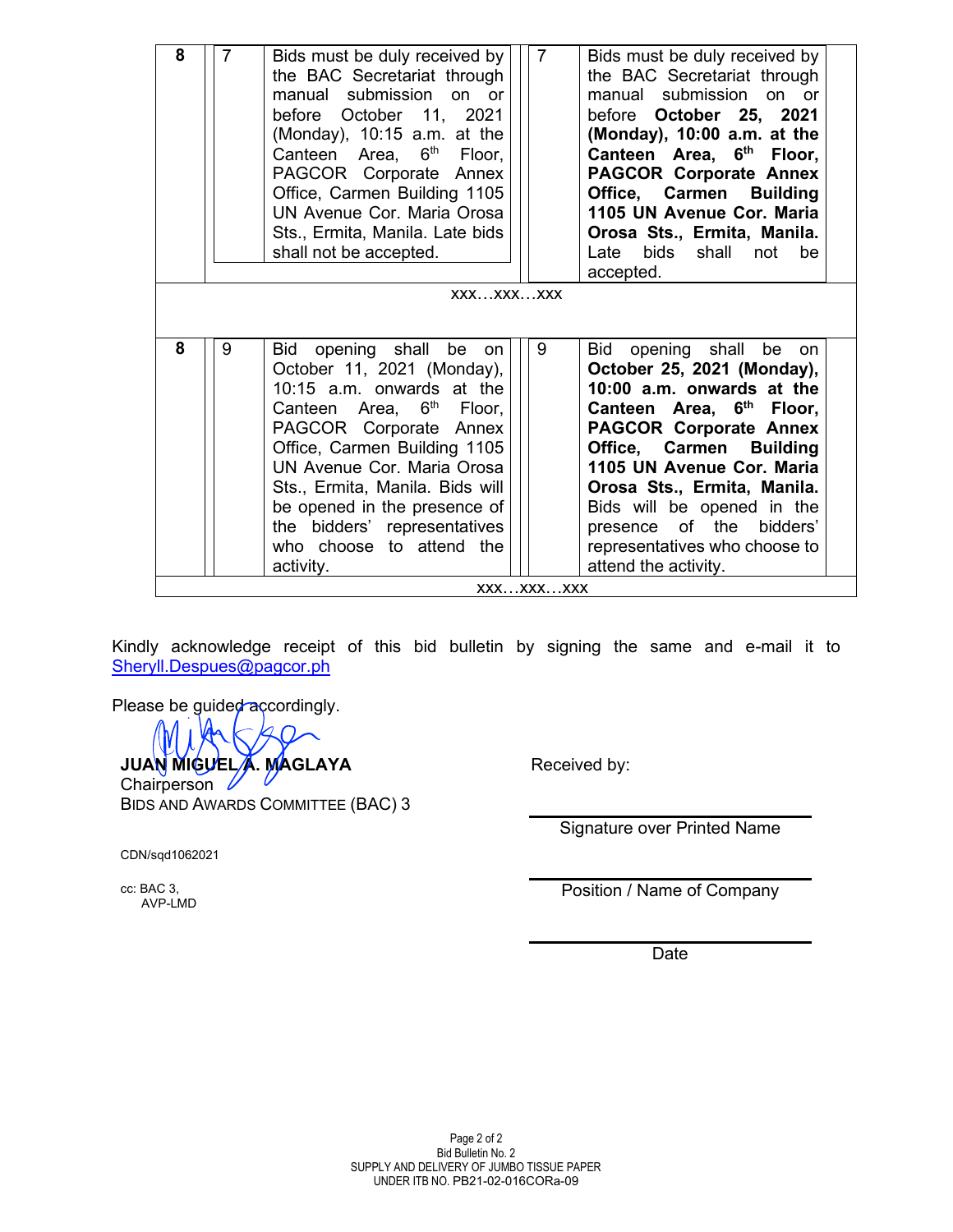| | | | | |
|---|---|---|---|---|
| 8 | 7 | Bids must be duly received by the BAC Secretariat through manual submission on or before October 11, 2021 (Monday), 10:15 a.m. at the Canteen Area, 6th Floor, PAGCOR Corporate Annex Office, Carmen Building 1105 UN Avenue Cor. Maria Orosa Sts., Ermita, Manila. Late bids shall not be accepted. | 7 | Bids must be duly received by the BAC Secretariat through manual submission on or before **October 25, 2021 (Monday), 10:00 a.m. at the Canteen Area, 6th Floor, PAGCOR Corporate Annex Office, Carmen Building 1105 UN Avenue Cor. Maria Orosa Sts., Ermita, Manila.** Late bids shall not be accepted. |
| xxx…xxx…xxx | | | | |
| 8 | 9 | Bid opening shall be on October 11, 2021 (Monday), 10:15 a.m. onwards at the Canteen Area, 6th Floor, PAGCOR Corporate Annex Office, Carmen Building 1105 UN Avenue Cor. Maria Orosa Sts., Ermita, Manila. Bids will be opened in the presence of the bidders' representatives who choose to attend the activity. | 9 | Bid opening shall be on **October 25, 2021 (Monday), 10:00 a.m. onwards at the Canteen Area, 6th Floor, PAGCOR Corporate Annex Office, Carmen Building 1105 UN Avenue Cor. Maria Orosa Sts., Ermita, Manila.** Bids will be opened in the presence of the bidders' representatives who choose to attend the activity. |
| xxx…xxx…xxx | | | | |

Kindly acknowledge receipt of this bid bulletin by signing the same and e-mail it to Sheryll.Despues@pagcor.ph

Please be guided accordingly.

**JUAN MIGUEL A. MAGLAYA**
Chairperson
BIDS AND AWARDS COMMITTEE (BAC) 3

Received by:

______________________
Signature over Printed Name

______________________
Position / Name of Company

______________________
Date

CDN/sqd1062021

cc: BAC 3,
AVP-LMD

Bid Bulletin No. 2
SUPPLY AND DELIVERY OF JUMBO TISSUE PAPER
UNDER ITB NO. PB21-02-016CORa-09